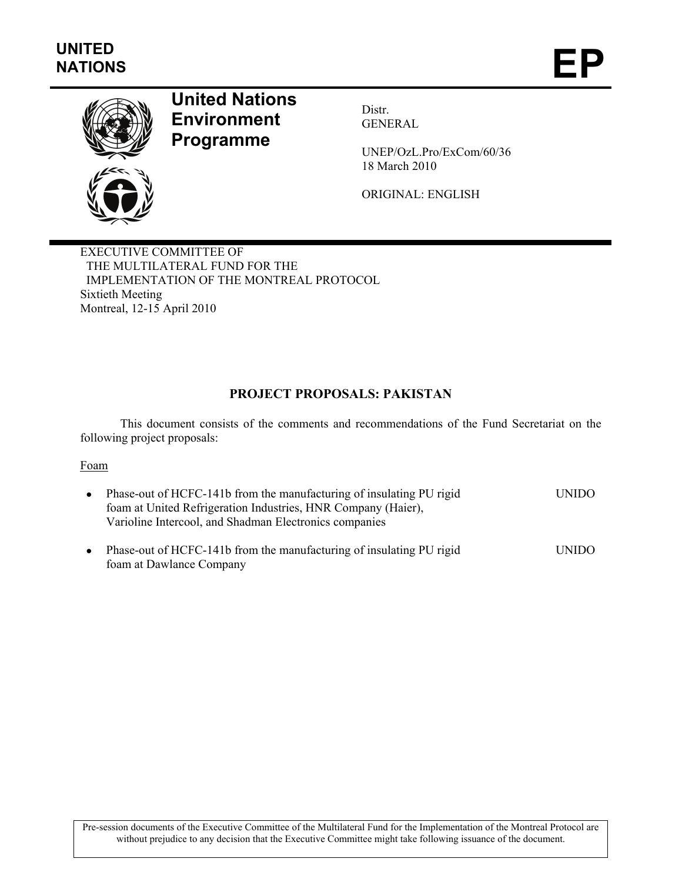UNITED NATIONS

# EP

**United Nations Environment Programme**

Distr.
GENERAL

UNEP/OzL.Pro/ExCom/60/36
18 March 2010

ORIGINAL: ENGLISH

EXECUTIVE COMMITTEE OF
THE MULTILATERAL FUND FOR THE
IMPLEMENTATION OF THE MONTREAL PROTOCOL
Sixtieth Meeting
Montreal, 12-15 April 2010

## PROJECT PROPOSALS: PAKISTAN

This document consists of the comments and recommendations of the Fund Secretariat on the following project proposals:

Foam

- Phase-out of HCFC-141b from the manufacturing of insulating PU rigid foam at United Refrigeration Industries, HNR Company (Haier), Varioline Intercool, and Shadman Electronics companies — UNIDO
- Phase-out of HCFC-141b from the manufacturing of insulating PU rigid foam at Dawlance Company — UNIDO

Pre-session documents of the Executive Committee of the Multilateral Fund for the Implementation of the Montreal Protocol are without prejudice to any decision that the Executive Committee might take following issuance of the document.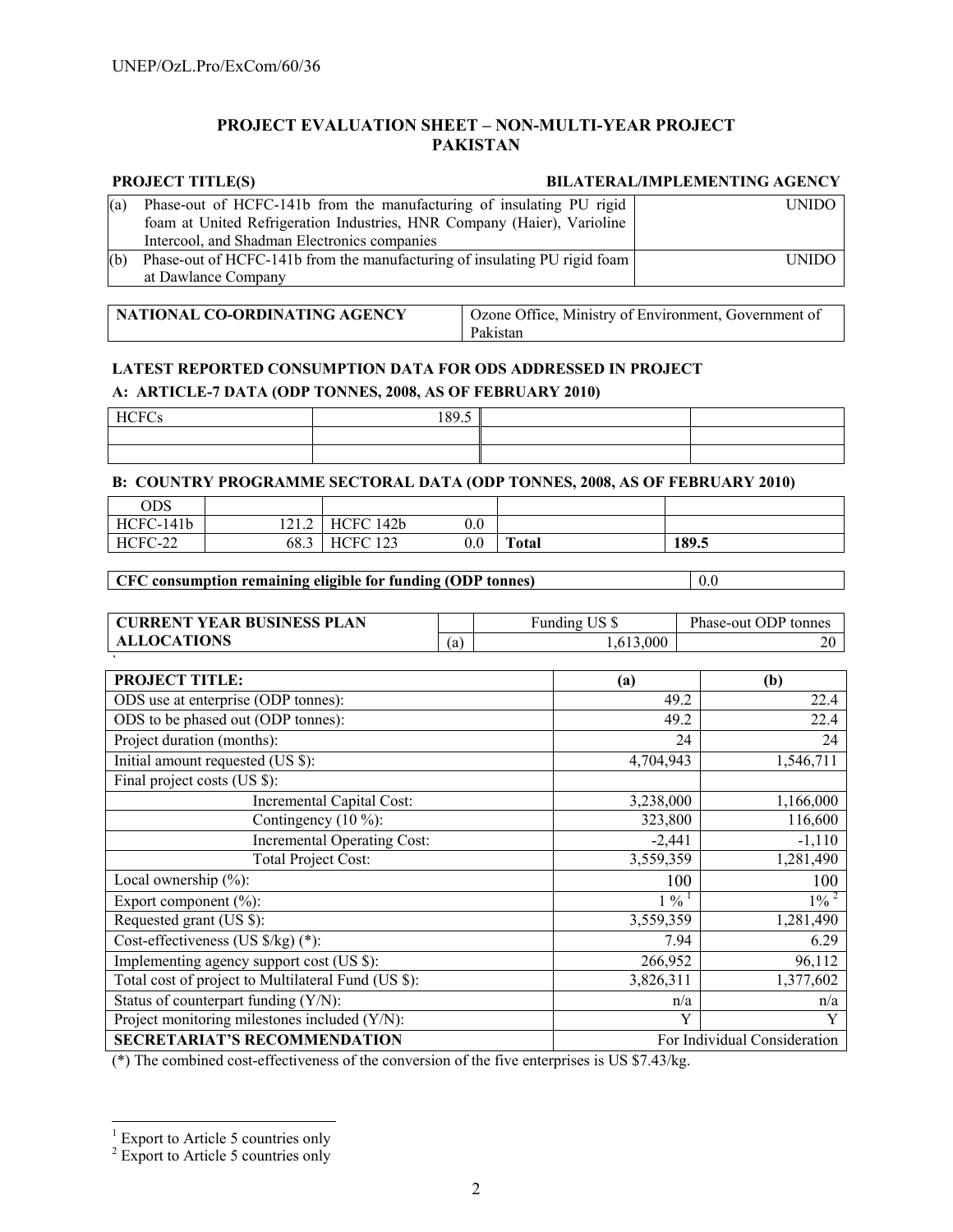## PROJECT EVALUATION SHEET – NON-MULTI-YEAR PROJECT
## PAKISTAN

| | PROJECT TITLE(S) | BILATERAL/IMPLEMENTING AGENCY |
|---|---|---|
| (a) | Phase-out of HCFC-141b from the manufacturing of insulating PU rigid foam at United Refrigeration Industries, HNR Company (Haier), Varioline Intercool, and Shadman Electronics companies | UNIDO |
| (b) | Phase-out of HCFC-141b from the manufacturing of insulating PU rigid foam at Dawlance Company | UNIDO |

| NATIONAL CO-ORDINATING AGENCY | Ozone Office, Ministry of Environment, Government of Pakistan |
|---|---|

**LATEST REPORTED CONSUMPTION DATA FOR ODS ADDRESSED IN PROJECT**

**A: ARTICLE-7 DATA (ODP TONNES, 2008, AS OF FEBRUARY 2010)**

| HCFCs | 189.5 | | |
|---|---|---|---|
| | | | |
| | | | |

**B: COUNTRY PROGRAMME SECTORAL DATA (ODP TONNES, 2008, AS OF FEBRUARY 2010)**

| ODS | | | | | |
|---|---|---|---|---|---|
| HCFC-141b | 121.2 | HCFC 142b | 0.0 | | |
| HCFC-22 | 68.3 | HCFC 123 | 0.0 | **Total** | **189.5** |

| **CFC consumption remaining eligible for funding (ODP tonnes)** | 0.0 |
|---|---|

| **CURRENT YEAR BUSINESS PLAN ALLOCATIONS** | | Funding US $ | Phase-out ODP tonnes |
|---|---|---|---|
| | (a) | 1,613,000 | 20 |

| **PROJECT TITLE:** | **(a)** | **(b)** |
|---|---|---|
| ODS use at enterprise (ODP tonnes): | 49.2 | 22.4 |
| ODS to be phased out (ODP tonnes): | 49.2 | 22.4 |
| Project duration (months): | 24 | 24 |
| Initial amount requested (US $): | 4,704,943 | 1,546,711 |
| Final project costs (US $): | | |
| Incremental Capital Cost: | 3,238,000 | 1,166,000 |
| Contingency (10 %): | 323,800 | 116,600 |
| Incremental Operating Cost: | -2,441 | -1,110 |
| Total Project Cost: | 3,559,359 | 1,281,490 |
| Local ownership (%): | 100 | 100 |
| Export component (%): | 1 % [1] | 1% [2] |
| Requested grant (US $): | 3,559,359 | 1,281,490 |
| Cost-effectiveness (US $/kg) (*): | 7.94 | 6.29 |
| Implementing agency support cost (US $): | 266,952 | 96,112 |
| Total cost of project to Multilateral Fund (US $): | 3,826,311 | 1,377,602 |
| Status of counterpart funding (Y/N): | n/a | n/a |
| Project monitoring milestones included (Y/N): | Y | Y |
| **SECRETARIAT'S RECOMMENDATION** | For Individual Consideration | |

(*) The combined cost-effectiveness of the conversion of the five enterprises is US $7.43/kg.

[1] Export to Article 5 countries only

[2] Export to Article 5 countries only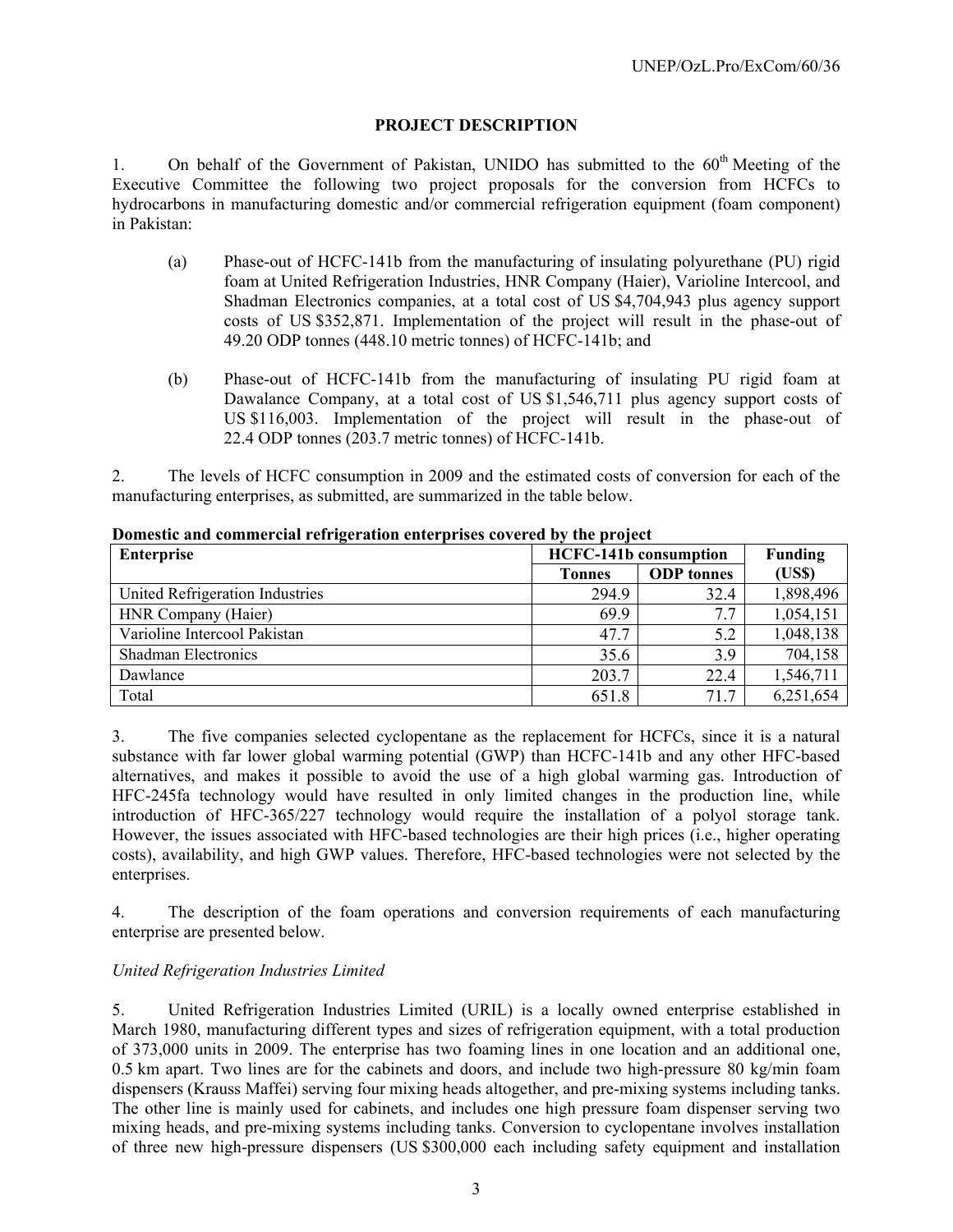## PROJECT DESCRIPTION

1. On behalf of the Government of Pakistan, UNIDO has submitted to the 60th Meeting of the Executive Committee the following two project proposals for the conversion from HCFCs to hydrocarbons in manufacturing domestic and/or commercial refrigeration equipment (foam component) in Pakistan:

   (a) Phase-out of HCFC-141b from the manufacturing of insulating polyurethane (PU) rigid foam at United Refrigeration Industries, HNR Company (Haier), Varioline Intercool, and Shadman Electronics companies, at a total cost of US $4,704,943 plus agency support costs of US $352,871. Implementation of the project will result in the phase-out of 49.20 ODP tonnes (448.10 metric tonnes) of HCFC-141b; and

   (b) Phase-out of HCFC-141b from the manufacturing of insulating PU rigid foam at Dawalance Company, at a total cost of US $1,546,711 plus agency support costs of US $116,003. Implementation of the project will result in the phase-out of 22.4 ODP tonnes (203.7 metric tonnes) of HCFC-141b.

2. The levels of HCFC consumption in 2009 and the estimated costs of conversion for each of the manufacturing enterprises, as submitted, are summarized in the table below.

**Domestic and commercial refrigeration enterprises covered by the project**

| Enterprise | HCFC-141b consumption | | Funding (US$) |
|---|---|---|---|
| | Tonnes | ODP tonnes | |
| United Refrigeration Industries | 294.9 | 32.4 | 1,898,496 |
| HNR Company (Haier) | 69.9 | 7.7 | 1,054,151 |
| Varioline Intercool Pakistan | 47.7 | 5.2 | 1,048,138 |
| Shadman Electronics | 35.6 | 3.9 | 704,158 |
| Dawlance | 203.7 | 22.4 | 1,546,711 |
| Total | 651.8 | 71.7 | 6,251,654 |

3. The five companies selected cyclopentane as the replacement for HCFCs, since it is a natural substance with far lower global warming potential (GWP) than HCFC-141b and any other HFC-based alternatives, and makes it possible to avoid the use of a high global warming gas. Introduction of HFC-245fa technology would have resulted in only limited changes in the production line, while introduction of HFC-365/227 technology would require the installation of a polyol storage tank. However, the issues associated with HFC-based technologies are their high prices (i.e., higher operating costs), availability, and high GWP values. Therefore, HFC-based technologies were not selected by the enterprises.

4. The description of the foam operations and conversion requirements of each manufacturing enterprise are presented below.

*United Refrigeration Industries Limited*

5. United Refrigeration Industries Limited (URIL) is a locally owned enterprise established in March 1980, manufacturing different types and sizes of refrigeration equipment, with a total production of 373,000 units in 2009. The enterprise has two foaming lines in one location and an additional one, 0.5 km apart. Two lines are for the cabinets and doors, and include two high-pressure 80 kg/min foam dispensers (Krauss Maffei) serving four mixing heads altogether, and pre-mixing systems including tanks. The other line is mainly used for cabinets, and includes one high pressure foam dispenser serving two mixing heads, and pre-mixing systems including tanks. Conversion to cyclopentane involves installation of three new high-pressure dispensers (US $300,000 each including safety equipment and installation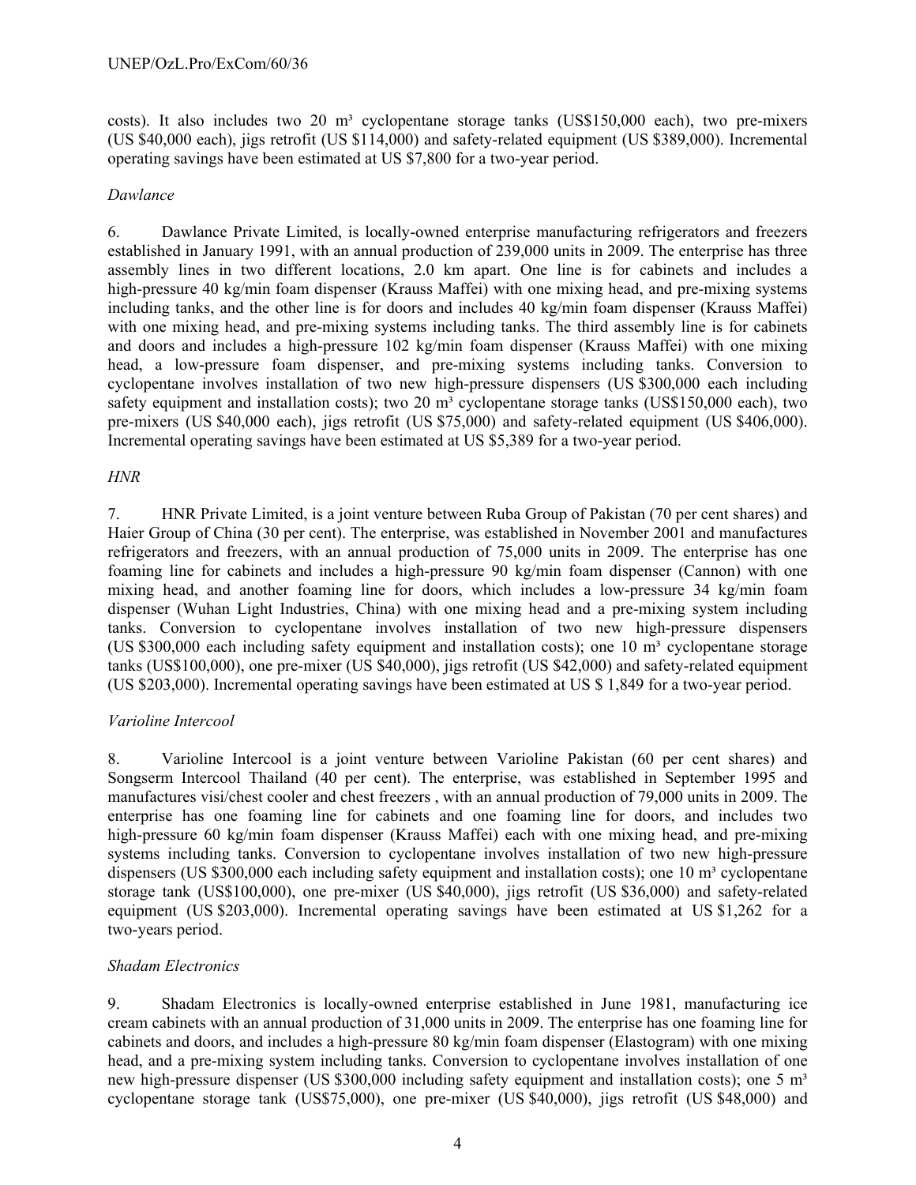costs). It also includes two 20 m³ cyclopentane storage tanks (US$150,000 each), two pre-mixers (US $40,000 each), jigs retrofit (US $114,000) and safety-related equipment (US $389,000). Incremental operating savings have been estimated at US $7,800 for a two-year period.

*Dawlance*

6. Dawlance Private Limited, is locally-owned enterprise manufacturing refrigerators and freezers established in January 1991, with an annual production of 239,000 units in 2009. The enterprise has three assembly lines in two different locations, 2.0 km apart. One line is for cabinets and includes a high-pressure 40 kg/min foam dispenser (Krauss Maffei) with one mixing head, and pre-mixing systems including tanks, and the other line is for doors and includes 40 kg/min foam dispenser (Krauss Maffei) with one mixing head, and pre-mixing systems including tanks. The third assembly line is for cabinets and doors and includes a high-pressure 102 kg/min foam dispenser (Krauss Maffei) with one mixing head, a low-pressure foam dispenser, and pre-mixing systems including tanks. Conversion to cyclopentane involves installation of two new high-pressure dispensers (US $300,000 each including safety equipment and installation costs); two 20 m³ cyclopentane storage tanks (US$150,000 each), two pre-mixers (US $40,000 each), jigs retrofit (US $75,000) and safety-related equipment (US $406,000). Incremental operating savings have been estimated at US $5,389 for a two-year period.

*HNR*

7. HNR Private Limited, is a joint venture between Ruba Group of Pakistan (70 per cent shares) and Haier Group of China (30 per cent). The enterprise, was established in November 2001 and manufactures refrigerators and freezers, with an annual production of 75,000 units in 2009. The enterprise has one foaming line for cabinets and includes a high-pressure 90 kg/min foam dispenser (Cannon) with one mixing head, and another foaming line for doors, which includes a low-pressure 34 kg/min foam dispenser (Wuhan Light Industries, China) with one mixing head and a pre-mixing system including tanks. Conversion to cyclopentane involves installation of two new high-pressure dispensers (US $300,000 each including safety equipment and installation costs); one 10 m³ cyclopentane storage tanks (US$100,000), one pre-mixer (US $40,000), jigs retrofit (US $42,000) and safety-related equipment (US $203,000). Incremental operating savings have been estimated at US $ 1,849 for a two-year period.

*Varioline Intercool*

8. Varioline Intercool is a joint venture between Varioline Pakistan (60 per cent shares) and Songserm Intercool Thailand (40 per cent). The enterprise, was established in September 1995 and manufactures visi/chest cooler and chest freezers , with an annual production of 79,000 units in 2009. The enterprise has one foaming line for cabinets and one foaming line for doors, and includes two high-pressure 60 kg/min foam dispenser (Krauss Maffei) each with one mixing head, and pre-mixing systems including tanks. Conversion to cyclopentane involves installation of two new high-pressure dispensers (US $300,000 each including safety equipment and installation costs); one 10 m³ cyclopentane storage tank (US$100,000), one pre-mixer (US $40,000), jigs retrofit (US $36,000) and safety-related equipment (US $203,000). Incremental operating savings have been estimated at US $1,262 for a two-years period.

*Shadam Electronics*

9. Shadam Electronics is locally-owned enterprise established in June 1981, manufacturing ice cream cabinets with an annual production of 31,000 units in 2009. The enterprise has one foaming line for cabinets and doors, and includes a high-pressure 80 kg/min foam dispenser (Elastogram) with one mixing head, and a pre-mixing system including tanks. Conversion to cyclopentane involves installation of one new high-pressure dispenser (US $300,000 including safety equipment and installation costs); one 5 m³ cyclopentane storage tank (US$75,000), one pre-mixer (US $40,000), jigs retrofit (US $48,000) and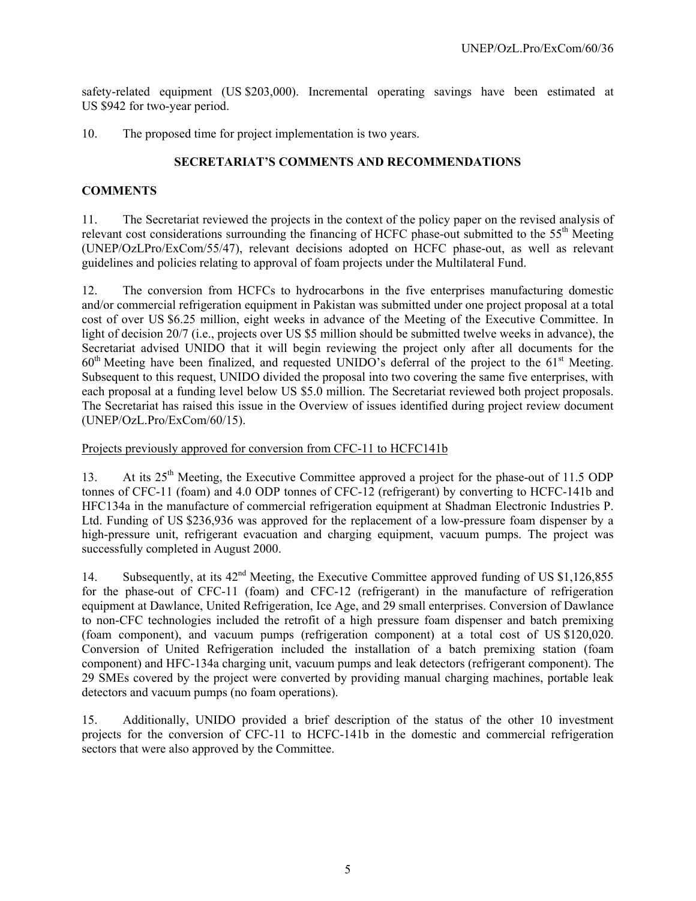safety-related equipment (US $203,000). Incremental operating savings have been estimated at US $942 for two-year period.

10. The proposed time for project implementation is two years.

## SECRETARIAT'S COMMENTS AND RECOMMENDATIONS

### COMMENTS

11. The Secretariat reviewed the projects in the context of the policy paper on the revised analysis of relevant cost considerations surrounding the financing of HCFC phase-out submitted to the 55th Meeting (UNEP/OzLPro/ExCom/55/47), relevant decisions adopted on HCFC phase-out, as well as relevant guidelines and policies relating to approval of foam projects under the Multilateral Fund.

12. The conversion from HCFCs to hydrocarbons in the five enterprises manufacturing domestic and/or commercial refrigeration equipment in Pakistan was submitted under one project proposal at a total cost of over US $6.25 million, eight weeks in advance of the Meeting of the Executive Committee. In light of decision 20/7 (i.e., projects over US $5 million should be submitted twelve weeks in advance), the Secretariat advised UNIDO that it will begin reviewing the project only after all documents for the 60th Meeting have been finalized, and requested UNIDO's deferral of the project to the 61st Meeting. Subsequent to this request, UNIDO divided the proposal into two covering the same five enterprises, with each proposal at a funding level below US $5.0 million. The Secretariat reviewed both project proposals. The Secretariat has raised this issue in the Overview of issues identified during project review document (UNEP/OzL.Pro/ExCom/60/15).

<u>Projects previously approved for conversion from CFC-11 to HCFC141b</u>

13. At its 25th Meeting, the Executive Committee approved a project for the phase-out of 11.5 ODP tonnes of CFC-11 (foam) and 4.0 ODP tonnes of CFC-12 (refrigerant) by converting to HCFC-141b and HFC134a in the manufacture of commercial refrigeration equipment at Shadman Electronic Industries P. Ltd. Funding of US $236,936 was approved for the replacement of a low-pressure foam dispenser by a high-pressure unit, refrigerant evacuation and charging equipment, vacuum pumps. The project was successfully completed in August 2000.

14. Subsequently, at its 42nd Meeting, the Executive Committee approved funding of US $1,126,855 for the phase-out of CFC-11 (foam) and CFC-12 (refrigerant) in the manufacture of refrigeration equipment at Dawlance, United Refrigeration, Ice Age, and 29 small enterprises. Conversion of Dawlance to non-CFC technologies included the retrofit of a high pressure foam dispenser and batch premixing (foam component), and vacuum pumps (refrigeration component) at a total cost of US $120,020. Conversion of United Refrigeration included the installation of a batch premixing station (foam component) and HFC-134a charging unit, vacuum pumps and leak detectors (refrigerant component). The 29 SMEs covered by the project were converted by providing manual charging machines, portable leak detectors and vacuum pumps (no foam operations).

15. Additionally, UNIDO provided a brief description of the status of the other 10 investment projects for the conversion of CFC-11 to HCFC-141b in the domestic and commercial refrigeration sectors that were also approved by the Committee.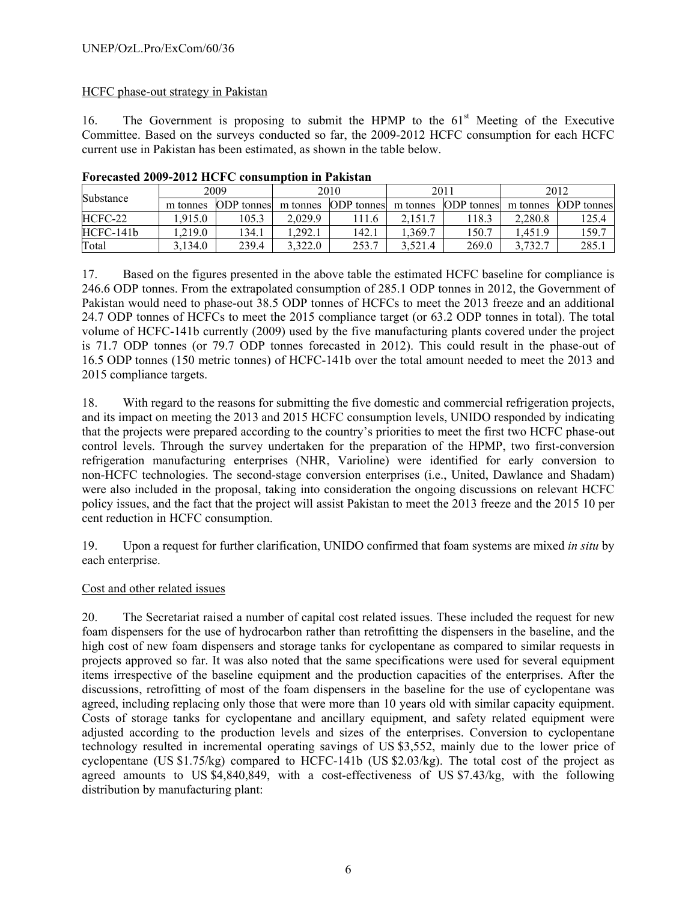HCFC phase-out strategy in Pakistan

16. The Government is proposing to submit the HPMP to the 61st Meeting of the Executive Committee. Based on the surveys conducted so far, the 2009-2012 HCFC consumption for each HCFC current use in Pakistan has been estimated, as shown in the table below.

**Forecasted 2009-2012 HCFC consumption in Pakistan**

| Substance | 2009 | | 2010 | | 2011 | | 2012 | |
|---|---|---|---|---|---|---|---|---|
| | m tonnes | ODP tonnes | m tonnes | ODP tonnes | m tonnes | ODP tonnes | m tonnes | ODP tonnes |
| HCFC-22 | 1,915.0 | 105.3 | 2,029.9 | 111.6 | 2,151.7 | 118.3 | 2,280.8 | 125.4 |
| HCFC-141b | 1,219.0 | 134.1 | 1,292.1 | 142.1 | 1,369.7 | 150.7 | 1,451.9 | 159.7 |
| Total | 3,134.0 | 239.4 | 3,322.0 | 253.7 | 3,521.4 | 269.0 | 3,732.7 | 285.1 |

17. Based on the figures presented in the above table the estimated HCFC baseline for compliance is 246.6 ODP tonnes. From the extrapolated consumption of 285.1 ODP tonnes in 2012, the Government of Pakistan would need to phase-out 38.5 ODP tonnes of HCFCs to meet the 2013 freeze and an additional 24.7 ODP tonnes of HCFCs to meet the 2015 compliance target (or 63.2 ODP tonnes in total). The total volume of HCFC-141b currently (2009) used by the five manufacturing plants covered under the project is 71.7 ODP tonnes (or 79.7 ODP tonnes forecasted in 2012). This could result in the phase-out of 16.5 ODP tonnes (150 metric tonnes) of HCFC-141b over the total amount needed to meet the 2013 and 2015 compliance targets.

18. With regard to the reasons for submitting the five domestic and commercial refrigeration projects, and its impact on meeting the 2013 and 2015 HCFC consumption levels, UNIDO responded by indicating that the projects were prepared according to the country's priorities to meet the first two HCFC phase-out control levels. Through the survey undertaken for the preparation of the HPMP, two first-conversion refrigeration manufacturing enterprises (NHR, Varioline) were identified for early conversion to non-HCFC technologies. The second-stage conversion enterprises (i.e., United, Dawlance and Shadam) were also included in the proposal, taking into consideration the ongoing discussions on relevant HCFC policy issues, and the fact that the project will assist Pakistan to meet the 2013 freeze and the 2015 10 per cent reduction in HCFC consumption.

19. Upon a request for further clarification, UNIDO confirmed that foam systems are mixed *in situ* by each enterprise.

Cost and other related issues

20. The Secretariat raised a number of capital cost related issues. These included the request for new foam dispensers for the use of hydrocarbon rather than retrofitting the dispensers in the baseline, and the high cost of new foam dispensers and storage tanks for cyclopentane as compared to similar requests in projects approved so far. It was also noted that the same specifications were used for several equipment items irrespective of the baseline equipment and the production capacities of the enterprises. After the discussions, retrofitting of most of the foam dispensers in the baseline for the use of cyclopentane was agreed, including replacing only those that were more than 10 years old with similar capacity equipment. Costs of storage tanks for cyclopentane and ancillary equipment, and safety related equipment were adjusted according to the production levels and sizes of the enterprises. Conversion to cyclopentane technology resulted in incremental operating savings of US $3,552, mainly due to the lower price of cyclopentane (US $1.75/kg) compared to HCFC-141b (US $2.03/kg). The total cost of the project as agreed amounts to US $4,840,849, with a cost-effectiveness of US $7.43/kg, with the following distribution by manufacturing plant: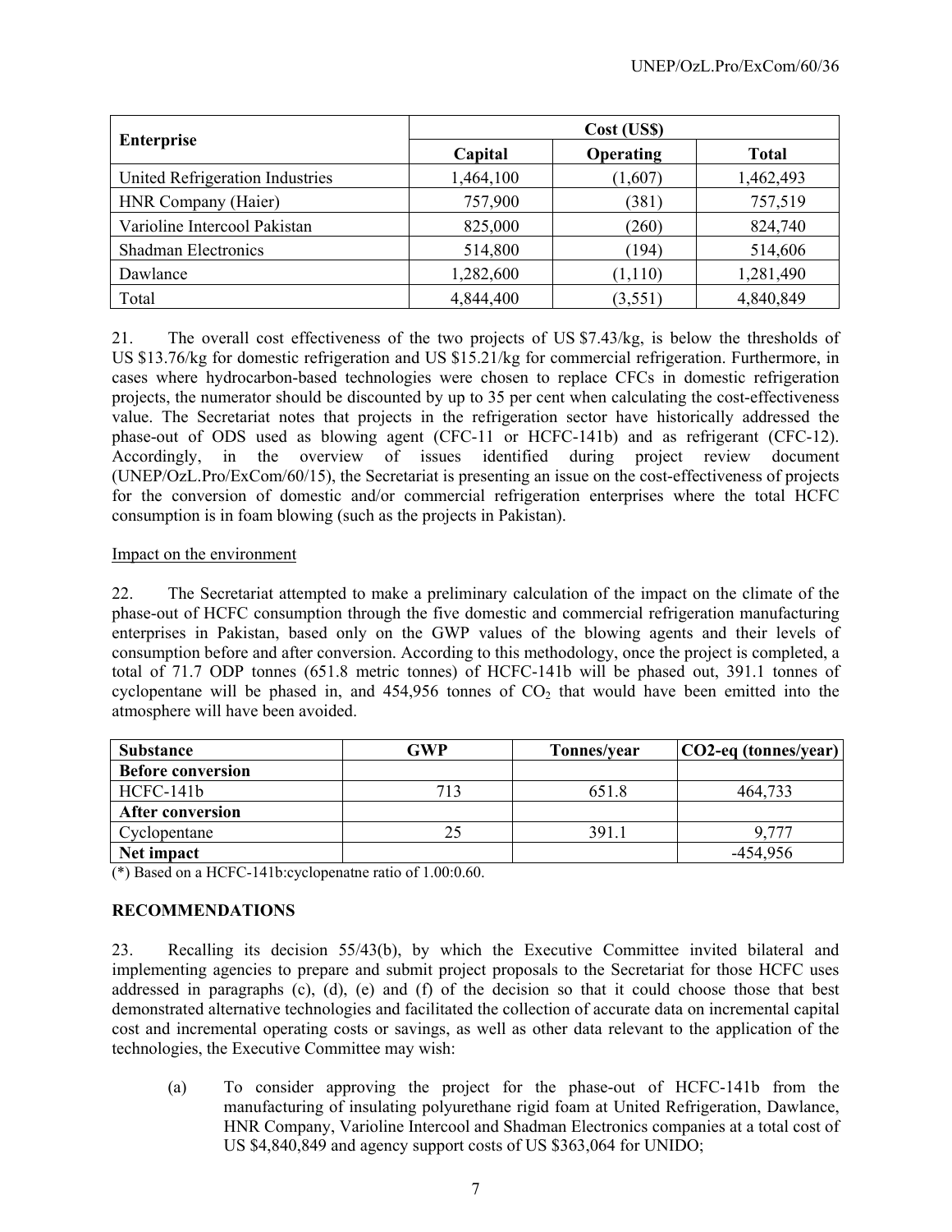| Enterprise | Cost (US$) | | |
|---|---|---|---|
| | Capital | Operating | Total |
| United Refrigeration Industries | 1,464,100 | (1,607) | 1,462,493 |
| HNR Company (Haier) | 757,900 | (381) | 757,519 |
| Varioline Intercool Pakistan | 825,000 | (260) | 824,740 |
| Shadman Electronics | 514,800 | (194) | 514,606 |
| Dawlance | 1,282,600 | (1,110) | 1,281,490 |
| Total | 4,844,400 | (3,551) | 4,840,849 |

21. The overall cost effectiveness of the two projects of US $7.43/kg, is below the thresholds of US $13.76/kg for domestic refrigeration and US $15.21/kg for commercial refrigeration. Furthermore, in cases where hydrocarbon-based technologies were chosen to replace CFCs in domestic refrigeration projects, the numerator should be discounted by up to 35 per cent when calculating the cost-effectiveness value. The Secretariat notes that projects in the refrigeration sector have historically addressed the phase-out of ODS used as blowing agent (CFC-11 or HCFC-141b) and as refrigerant (CFC-12). Accordingly, in the overview of issues identified during project review document (UNEP/OzL.Pro/ExCom/60/15), the Secretariat is presenting an issue on the cost-effectiveness of projects for the conversion of domestic and/or commercial refrigeration enterprises where the total HCFC consumption is in foam blowing (such as the projects in Pakistan).

Impact on the environment

22. The Secretariat attempted to make a preliminary calculation of the impact on the climate of the phase-out of HCFC consumption through the five domestic and commercial refrigeration manufacturing enterprises in Pakistan, based only on the GWP values of the blowing agents and their levels of consumption before and after conversion. According to this methodology, once the project is completed, a total of 71.7 ODP tonnes (651.8 metric tonnes) of HCFC-141b will be phased out, 391.1 tonnes of cyclopentane will be phased in, and 454,956 tonnes of $CO_2$ that would have been emitted into the atmosphere will have been avoided.

| Substance | GWP | Tonnes/year | CO2-eq (tonnes/year) |
|---|---|---|---|
| **Before conversion** | | | |
| HCFC-141b | 713 | 651.8 | 464,733 |
| **After conversion** | | | |
| Cyclopentane | 25 | 391.1 | 9,777 |
| **Net impact** | | | -454,956 |

(*) Based on a HCFC-141b:cyclopenatne ratio of 1.00:0.60.

## RECOMMENDATIONS

23. Recalling its decision 55/43(b), by which the Executive Committee invited bilateral and implementing agencies to prepare and submit project proposals to the Secretariat for those HCFC uses addressed in paragraphs (c), (d), (e) and (f) of the decision so that it could choose those that best demonstrated alternative technologies and facilitated the collection of accurate data on incremental capital cost and incremental operating costs or savings, as well as other data relevant to the application of the technologies, the Executive Committee may wish:

(a) To consider approving the project for the phase-out of HCFC-141b from the manufacturing of insulating polyurethane rigid foam at United Refrigeration, Dawlance, HNR Company, Varioline Intercool and Shadman Electronics companies at a total cost of US $4,840,849 and agency support costs of US $363,064 for UNIDO;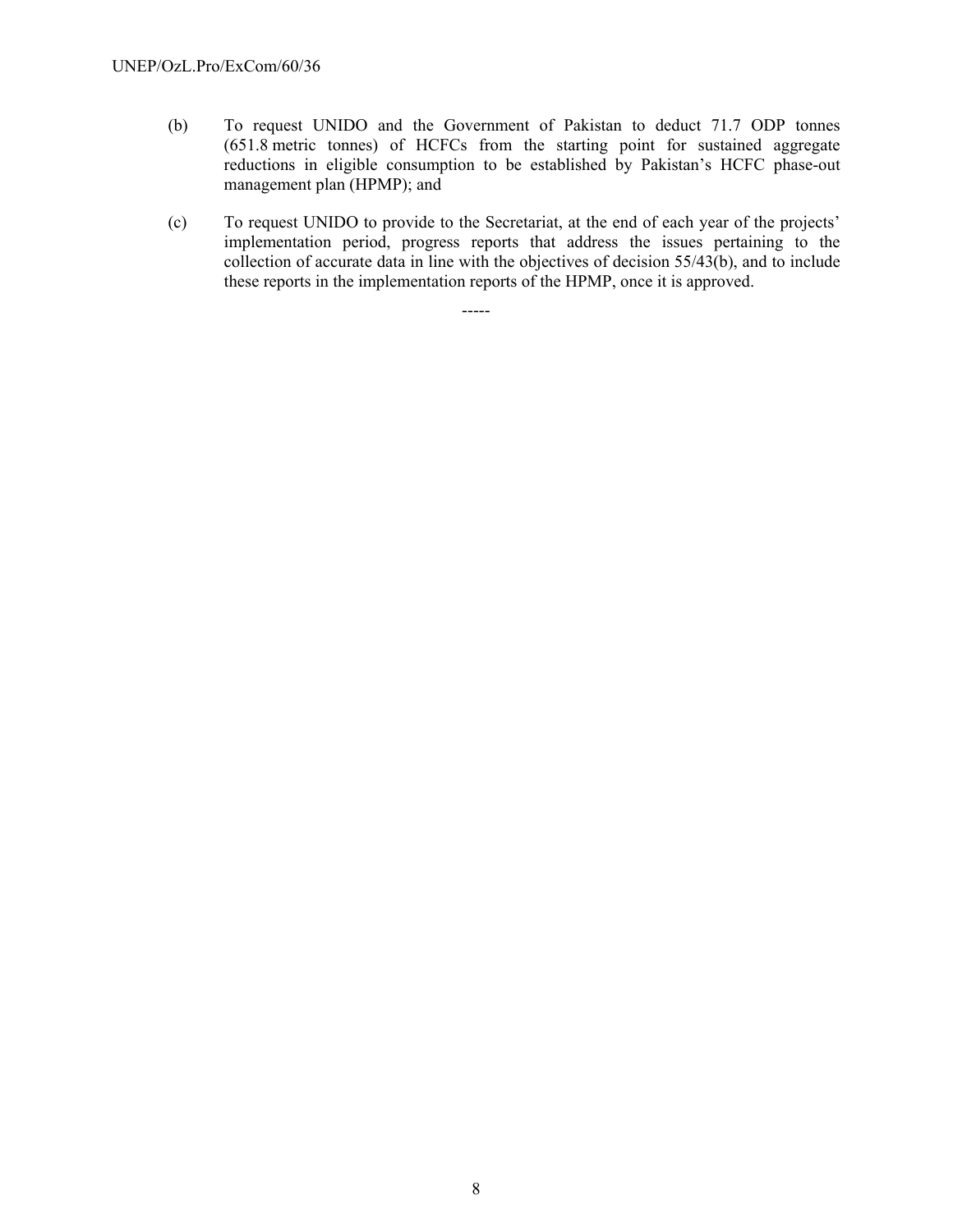(b) To request UNIDO and the Government of Pakistan to deduct 71.7 ODP tonnes (651.8 metric tonnes) of HCFCs from the starting point for sustained aggregate reductions in eligible consumption to be established by Pakistan's HCFC phase-out management plan (HPMP); and

(c) To request UNIDO to provide to the Secretariat, at the end of each year of the projects' implementation period, progress reports that address the issues pertaining to the collection of accurate data in line with the objectives of decision 55/43(b), and to include these reports in the implementation reports of the HPMP, once it is approved.

-----